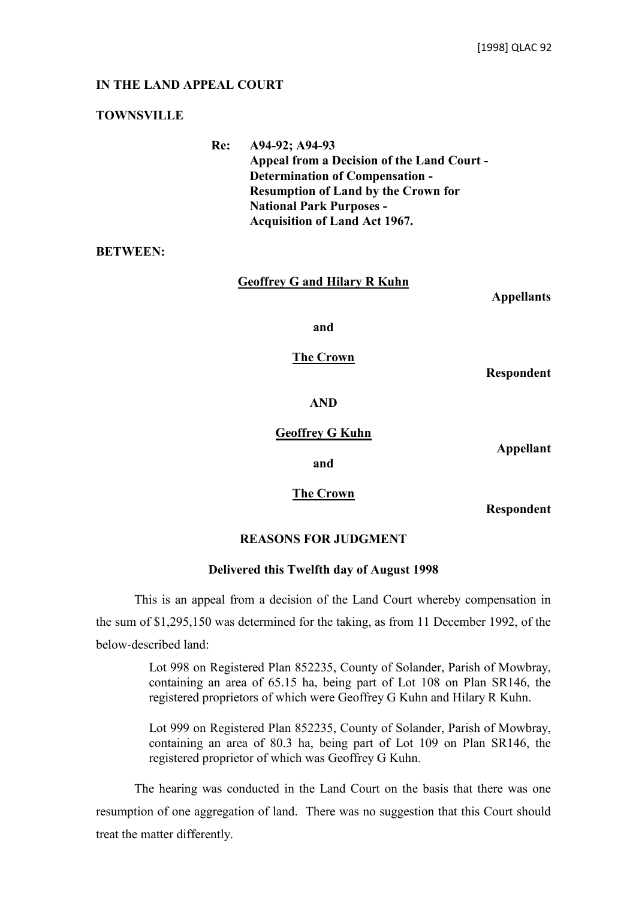[1998] QLAC 92

**IN THE LAND APPEAL COURT**

**TOWNSVILLE**

**Re: A94-92; A94-93**
**Appeal from a Decision of the Land Court - Determination of Compensation - Resumption of Land by the Crown for National Park Purposes - Acquisition of Land Act 1967.**

**BETWEEN:**

**Geoffrey G and Hilary R Kuhn**

**Appellants**

**and**

**The Crown**

**Respondent**

**AND**

**Geoffrey G Kuhn**

**Appellant**

**and**

**The Crown**

**Respondent**

**REASONS FOR JUDGMENT**

**Delivered this Twelfth day of August 1998**

This is an appeal from a decision of the Land Court whereby compensation in the sum of $1,295,150 was determined for the taking, as from 11 December 1992, of the below-described land:

> Lot 998 on Registered Plan 852235, County of Solander, Parish of Mowbray, containing an area of 65.15 ha, being part of Lot 108 on Plan SR146, the registered proprietors of which were Geoffrey G Kuhn and Hilary R Kuhn.
>
> Lot 999 on Registered Plan 852235, County of Solander, Parish of Mowbray, containing an area of 80.3 ha, being part of Lot 109 on Plan SR146, the registered proprietor of which was Geoffrey G Kuhn.

The hearing was conducted in the Land Court on the basis that there was one resumption of one aggregation of land. There was no suggestion that this Court should treat the matter differently.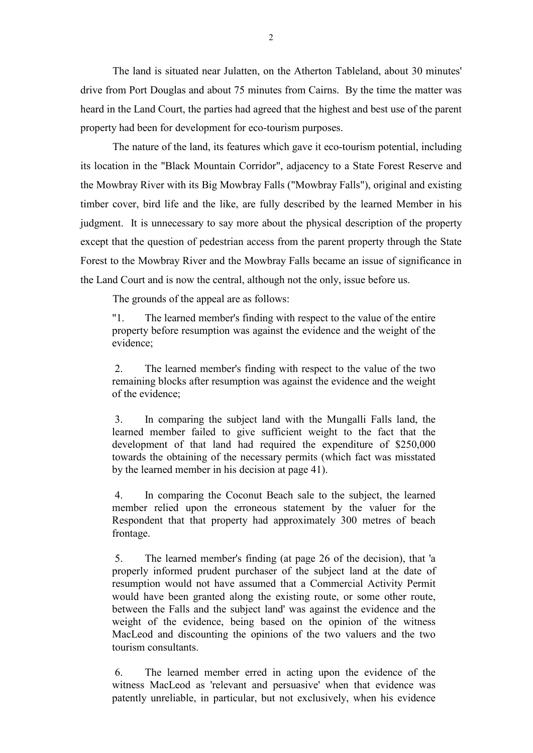The land is situated near Julatten, on the Atherton Tableland, about 30 minutes' drive from Port Douglas and about 75 minutes from Cairns. By the time the matter was heard in the Land Court, the parties had agreed that the highest and best use of the parent property had been for development for eco-tourism purposes.

The nature of the land, its features which gave it eco-tourism potential, including its location in the "Black Mountain Corridor", adjacency to a State Forest Reserve and the Mowbray River with its Big Mowbray Falls ("Mowbray Falls"), original and existing timber cover, bird life and the like, are fully described by the learned Member in his judgment. It is unnecessary to say more about the physical description of the property except that the question of pedestrian access from the parent property through the State Forest to the Mowbray River and the Mowbray Falls became an issue of significance in the Land Court and is now the central, although not the only, issue before us.

The grounds of the appeal are as follows:

> "1. The learned member's finding with respect to the value of the entire property before resumption was against the evidence and the weight of the evidence;
>
> 2. The learned member's finding with respect to the value of the two remaining blocks after resumption was against the evidence and the weight of the evidence;
>
> 3. In comparing the subject land with the Mungalli Falls land, the learned member failed to give sufficient weight to the fact that the development of that land had required the expenditure of $250,000 towards the obtaining of the necessary permits (which fact was misstated by the learned member in his decision at page 41).
>
> 4. In comparing the Coconut Beach sale to the subject, the learned member relied upon the erroneous statement by the valuer for the Respondent that that property had approximately 300 metres of beach frontage.
>
> 5. The learned member's finding (at page 26 of the decision), that 'a properly informed prudent purchaser of the subject land at the date of resumption would not have assumed that a Commercial Activity Permit would have been granted along the existing route, or some other route, between the Falls and the subject land' was against the evidence and the weight of the evidence, being based on the opinion of the witness MacLeod and discounting the opinions of the two valuers and the two tourism consultants.
>
> 6. The learned member erred in acting upon the evidence of the witness MacLeod as 'relevant and persuasive' when that evidence was patently unreliable, in particular, but not exclusively, when his evidence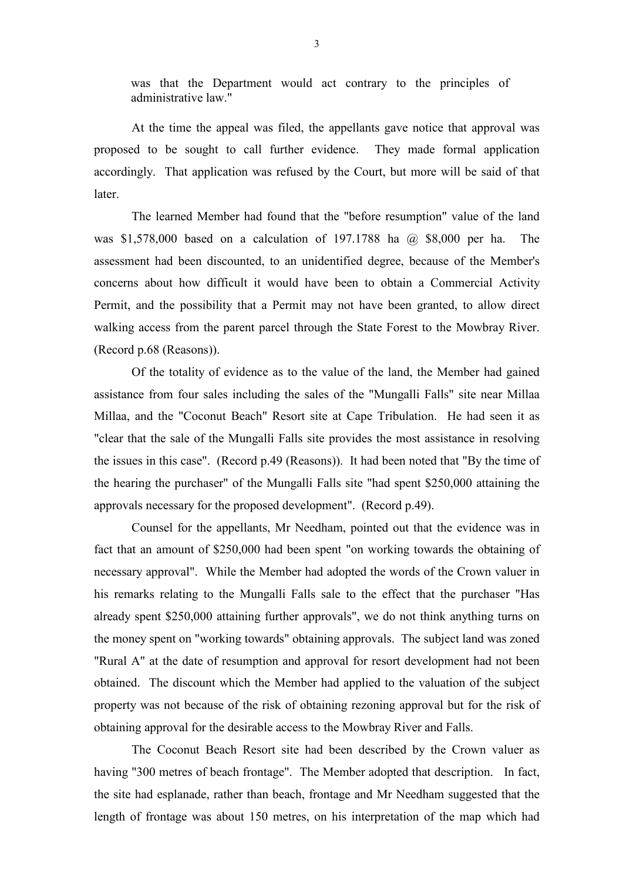was that the Department would act contrary to the principles of administrative law."

At the time the appeal was filed, the appellants gave notice that approval was proposed to be sought to call further evidence. They made formal application accordingly. That application was refused by the Court, but more will be said of that later.

The learned Member had found that the "before resumption" value of the land was $1,578,000 based on a calculation of 197.1788 ha @ $8,000 per ha. The assessment had been discounted, to an unidentified degree, because of the Member's concerns about how difficult it would have been to obtain a Commercial Activity Permit, and the possibility that a Permit may not have been granted, to allow direct walking access from the parent parcel through the State Forest to the Mowbray River. (Record p.68 (Reasons)).

Of the totality of evidence as to the value of the land, the Member had gained assistance from four sales including the sales of the "Mungalli Falls" site near Millaa Millaa, and the "Coconut Beach" Resort site at Cape Tribulation. He had seen it as "clear that the sale of the Mungalli Falls site provides the most assistance in resolving the issues in this case". (Record p.49 (Reasons)). It had been noted that "By the time of the hearing the purchaser" of the Mungalli Falls site "had spent $250,000 attaining the approvals necessary for the proposed development". (Record p.49).

Counsel for the appellants, Mr Needham, pointed out that the evidence was in fact that an amount of $250,000 had been spent "on working towards the obtaining of necessary approval". While the Member had adopted the words of the Crown valuer in his remarks relating to the Mungalli Falls sale to the effect that the purchaser "Has already spent $250,000 attaining further approvals", we do not think anything turns on the money spent on "working towards" obtaining approvals. The subject land was zoned "Rural A" at the date of resumption and approval for resort development had not been obtained. The discount which the Member had applied to the valuation of the subject property was not because of the risk of obtaining rezoning approval but for the risk of obtaining approval for the desirable access to the Mowbray River and Falls.

The Coconut Beach Resort site had been described by the Crown valuer as having "300 metres of beach frontage". The Member adopted that description. In fact, the site had esplanade, rather than beach, frontage and Mr Needham suggested that the length of frontage was about 150 metres, on his interpretation of the map which had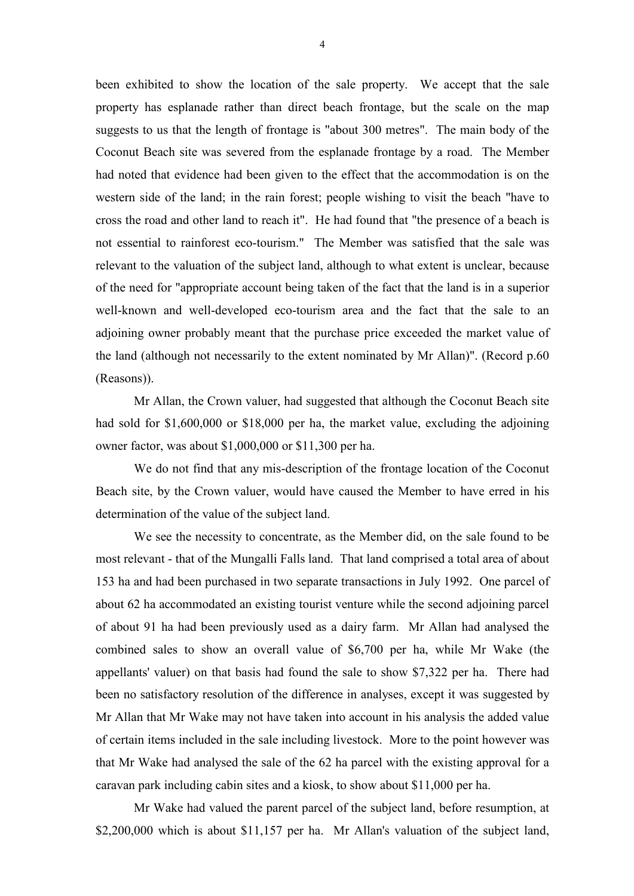been exhibited to show the location of the sale property. We accept that the sale property has esplanade rather than direct beach frontage, but the scale on the map suggests to us that the length of frontage is "about 300 metres". The main body of the Coconut Beach site was severed from the esplanade frontage by a road. The Member had noted that evidence had been given to the effect that the accommodation is on the western side of the land; in the rain forest; people wishing to visit the beach "have to cross the road and other land to reach it". He had found that "the presence of a beach is not essential to rainforest eco-tourism." The Member was satisfied that the sale was relevant to the valuation of the subject land, although to what extent is unclear, because of the need for "appropriate account being taken of the fact that the land is in a superior well-known and well-developed eco-tourism area and the fact that the sale to an adjoining owner probably meant that the purchase price exceeded the market value of the land (although not necessarily to the extent nominated by Mr Allan)". (Record p.60 (Reasons)).

Mr Allan, the Crown valuer, had suggested that although the Coconut Beach site had sold for $1,600,000 or $18,000 per ha, the market value, excluding the adjoining owner factor, was about $1,000,000 or $11,300 per ha.

We do not find that any mis-description of the frontage location of the Coconut Beach site, by the Crown valuer, would have caused the Member to have erred in his determination of the value of the subject land.

We see the necessity to concentrate, as the Member did, on the sale found to be most relevant - that of the Mungalli Falls land. That land comprised a total area of about 153 ha and had been purchased in two separate transactions in July 1992. One parcel of about 62 ha accommodated an existing tourist venture while the second adjoining parcel of about 91 ha had been previously used as a dairy farm. Mr Allan had analysed the combined sales to show an overall value of $6,700 per ha, while Mr Wake (the appellants' valuer) on that basis had found the sale to show $7,322 per ha. There had been no satisfactory resolution of the difference in analyses, except it was suggested by Mr Allan that Mr Wake may not have taken into account in his analysis the added value of certain items included in the sale including livestock. More to the point however was that Mr Wake had analysed the sale of the 62 ha parcel with the existing approval for a caravan park including cabin sites and a kiosk, to show about $11,000 per ha.

Mr Wake had valued the parent parcel of the subject land, before resumption, at $2,200,000 which is about $11,157 per ha. Mr Allan's valuation of the subject land,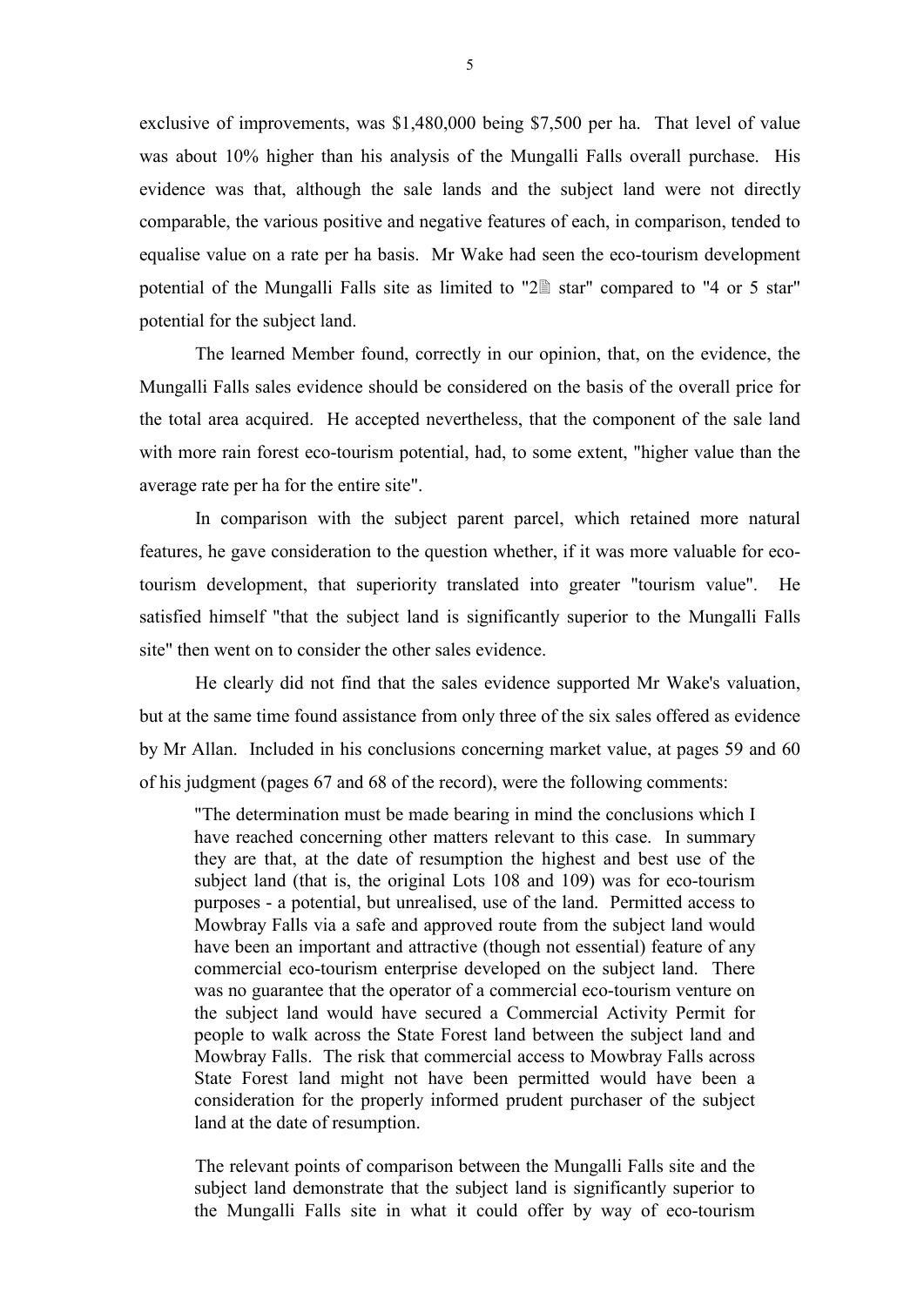exclusive of improvements, was $1,480,000 being $7,500 per ha. That level of value was about 10% higher than his analysis of the Mungalli Falls overall purchase. His evidence was that, although the sale lands and the subject land were not directly comparable, the various positive and negative features of each, in comparison, tended to equalise value on a rate per ha basis. Mr Wake had seen the eco-tourism development potential of the Mungalli Falls site as limited to "2½ star" compared to "4 or 5 star" potential for the subject land.

The learned Member found, correctly in our opinion, that, on the evidence, the Mungalli Falls sales evidence should be considered on the basis of the overall price for the total area acquired. He accepted nevertheless, that the component of the sale land with more rain forest eco-tourism potential, had, to some extent, "higher value than the average rate per ha for the entire site".

In comparison with the subject parent parcel, which retained more natural features, he gave consideration to the question whether, if it was more valuable for eco-tourism development, that superiority translated into greater "tourism value". He satisfied himself "that the subject land is significantly superior to the Mungalli Falls site" then went on to consider the other sales evidence.

He clearly did not find that the sales evidence supported Mr Wake's valuation, but at the same time found assistance from only three of the six sales offered as evidence by Mr Allan. Included in his conclusions concerning market value, at pages 59 and 60 of his judgment (pages 67 and 68 of the record), were the following comments:

> "The determination must be made bearing in mind the conclusions which I have reached concerning other matters relevant to this case. In summary they are that, at the date of resumption the highest and best use of the subject land (that is, the original Lots 108 and 109) was for eco-tourism purposes - a potential, but unrealised, use of the land. Permitted access to Mowbray Falls via a safe and approved route from the subject land would have been an important and attractive (though not essential) feature of any commercial eco-tourism enterprise developed on the subject land. There was no guarantee that the operator of a commercial eco-tourism venture on the subject land would have secured a Commercial Activity Permit for people to walk across the State Forest land between the subject land and Mowbray Falls. The risk that commercial access to Mowbray Falls across State Forest land might not have been permitted would have been a consideration for the properly informed prudent purchaser of the subject land at the date of resumption.
>
> The relevant points of comparison between the Mungalli Falls site and the subject land demonstrate that the subject land is significantly superior to the Mungalli Falls site in what it could offer by way of eco-tourism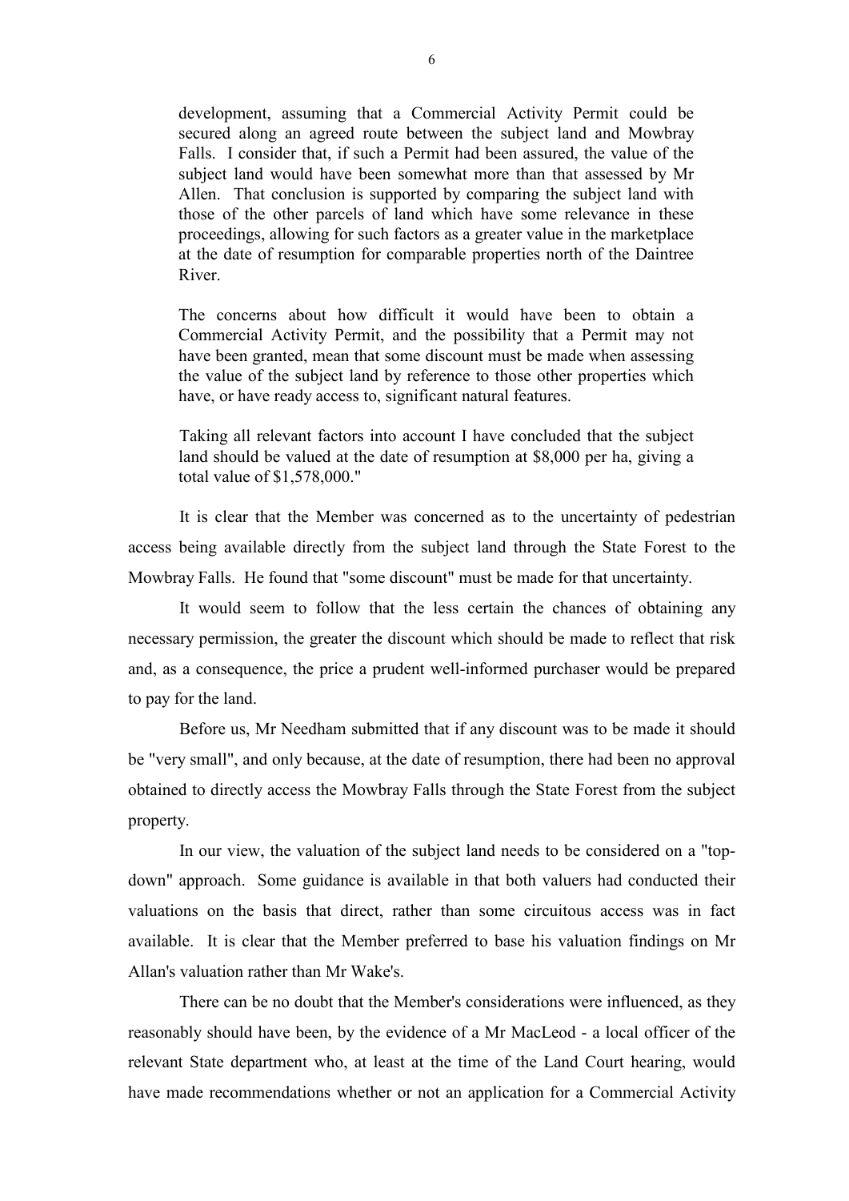> development, assuming that a Commercial Activity Permit could be secured along an agreed route between the subject land and Mowbray Falls. I consider that, if such a Permit had been assured, the value of the subject land would have been somewhat more than that assessed by Mr Allen. That conclusion is supported by comparing the subject land with those of the other parcels of land which have some relevance in these proceedings, allowing for such factors as a greater value in the marketplace at the date of resumption for comparable properties north of the Daintree River.
>
> The concerns about how difficult it would have been to obtain a Commercial Activity Permit, and the possibility that a Permit may not have been granted, mean that some discount must be made when assessing the value of the subject land by reference to those other properties which have, or have ready access to, significant natural features.
>
> Taking all relevant factors into account I have concluded that the subject land should be valued at the date of resumption at \$8,000 per ha, giving a total value of \$1,578,000."

It is clear that the Member was concerned as to the uncertainty of pedestrian access being available directly from the subject land through the State Forest to the Mowbray Falls. He found that "some discount" must be made for that uncertainty.

It would seem to follow that the less certain the chances of obtaining any necessary permission, the greater the discount which should be made to reflect that risk and, as a consequence, the price a prudent well-informed purchaser would be prepared to pay for the land.

Before us, Mr Needham submitted that if any discount was to be made it should be "very small", and only because, at the date of resumption, there had been no approval obtained to directly access the Mowbray Falls through the State Forest from the subject property.

In our view, the valuation of the subject land needs to be considered on a "top-down" approach. Some guidance is available in that both valuers had conducted their valuations on the basis that direct, rather than some circuitous access was in fact available. It is clear that the Member preferred to base his valuation findings on Mr Allan's valuation rather than Mr Wake's.

There can be no doubt that the Member's considerations were influenced, as they reasonably should have been, by the evidence of a Mr MacLeod - a local officer of the relevant State department who, at least at the time of the Land Court hearing, would have made recommendations whether or not an application for a Commercial Activity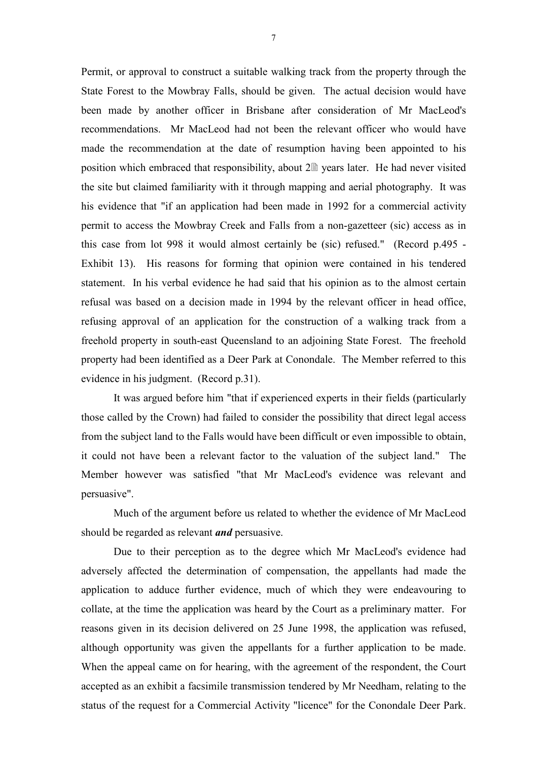Permit, or approval to construct a suitable walking track from the property through the State Forest to the Mowbray Falls, should be given. The actual decision would have been made by another officer in Brisbane after consideration of Mr MacLeod's recommendations. Mr MacLeod had not been the relevant officer who would have made the recommendation at the date of resumption having been appointed to his position which embraced that responsibility, about 2½ years later. He had never visited the site but claimed familiarity with it through mapping and aerial photography. It was his evidence that "if an application had been made in 1992 for a commercial activity permit to access the Mowbray Creek and Falls from a non-gazetteer (sic) access as in this case from lot 998 it would almost certainly be (sic) refused." (Record p.495 - Exhibit 13). His reasons for forming that opinion were contained in his tendered statement. In his verbal evidence he had said that his opinion as to the almost certain refusal was based on a decision made in 1994 by the relevant officer in head office, refusing approval of an application for the construction of a walking track from a freehold property in south-east Queensland to an adjoining State Forest. The freehold property had been identified as a Deer Park at Conondale. The Member referred to this evidence in his judgment. (Record p.31).

It was argued before him "that if experienced experts in their fields (particularly those called by the Crown) had failed to consider the possibility that direct legal access from the subject land to the Falls would have been difficult or even impossible to obtain, it could not have been a relevant factor to the valuation of the subject land." The Member however was satisfied "that Mr MacLeod's evidence was relevant and persuasive".

Much of the argument before us related to whether the evidence of Mr MacLeod should be regarded as relevant ***and*** persuasive.

Due to their perception as to the degree which Mr MacLeod's evidence had adversely affected the determination of compensation, the appellants had made the application to adduce further evidence, much of which they were endeavouring to collate, at the time the application was heard by the Court as a preliminary matter. For reasons given in its decision delivered on 25 June 1998, the application was refused, although opportunity was given the appellants for a further application to be made. When the appeal came on for hearing, with the agreement of the respondent, the Court accepted as an exhibit a facsimile transmission tendered by Mr Needham, relating to the status of the request for a Commercial Activity "licence" for the Conondale Deer Park.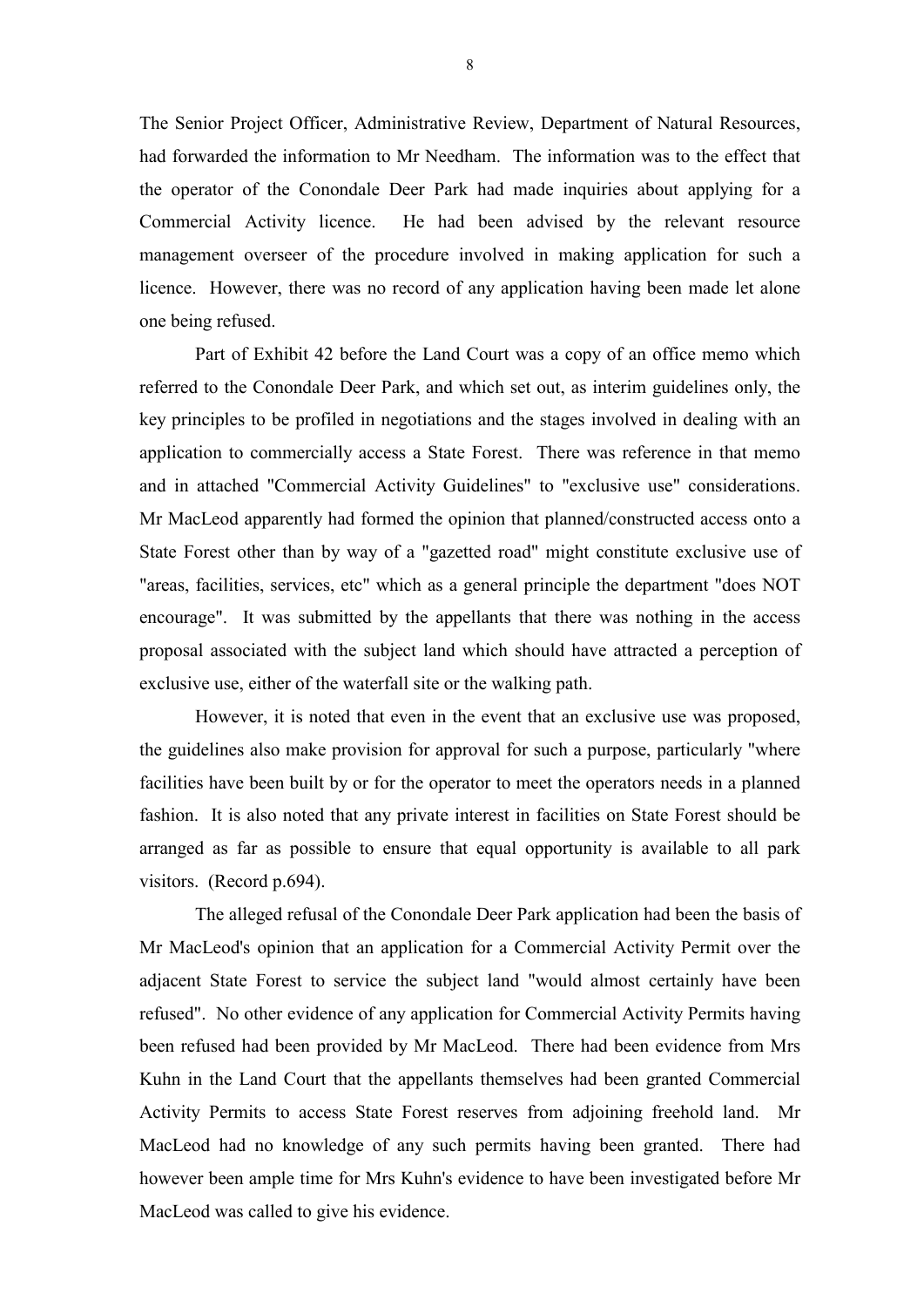The Senior Project Officer, Administrative Review, Department of Natural Resources, had forwarded the information to Mr Needham. The information was to the effect that the operator of the Conondale Deer Park had made inquiries about applying for a Commercial Activity licence. He had been advised by the relevant resource management overseer of the procedure involved in making application for such a licence. However, there was no record of any application having been made let alone one being refused.

Part of Exhibit 42 before the Land Court was a copy of an office memo which referred to the Conondale Deer Park, and which set out, as interim guidelines only, the key principles to be profiled in negotiations and the stages involved in dealing with an application to commercially access a State Forest. There was reference in that memo and in attached "Commercial Activity Guidelines" to "exclusive use" considerations. Mr MacLeod apparently had formed the opinion that planned/constructed access onto a State Forest other than by way of a "gazetted road" might constitute exclusive use of "areas, facilities, services, etc" which as a general principle the department "does NOT encourage". It was submitted by the appellants that there was nothing in the access proposal associated with the subject land which should have attracted a perception of exclusive use, either of the waterfall site or the walking path.

However, it is noted that even in the event that an exclusive use was proposed, the guidelines also make provision for approval for such a purpose, particularly "where facilities have been built by or for the operator to meet the operators needs in a planned fashion. It is also noted that any private interest in facilities on State Forest should be arranged as far as possible to ensure that equal opportunity is available to all park visitors. (Record p.694).

The alleged refusal of the Conondale Deer Park application had been the basis of Mr MacLeod's opinion that an application for a Commercial Activity Permit over the adjacent State Forest to service the subject land "would almost certainly have been refused". No other evidence of any application for Commercial Activity Permits having been refused had been provided by Mr MacLeod. There had been evidence from Mrs Kuhn in the Land Court that the appellants themselves had been granted Commercial Activity Permits to access State Forest reserves from adjoining freehold land. Mr MacLeod had no knowledge of any such permits having been granted. There had however been ample time for Mrs Kuhn's evidence to have been investigated before Mr MacLeod was called to give his evidence.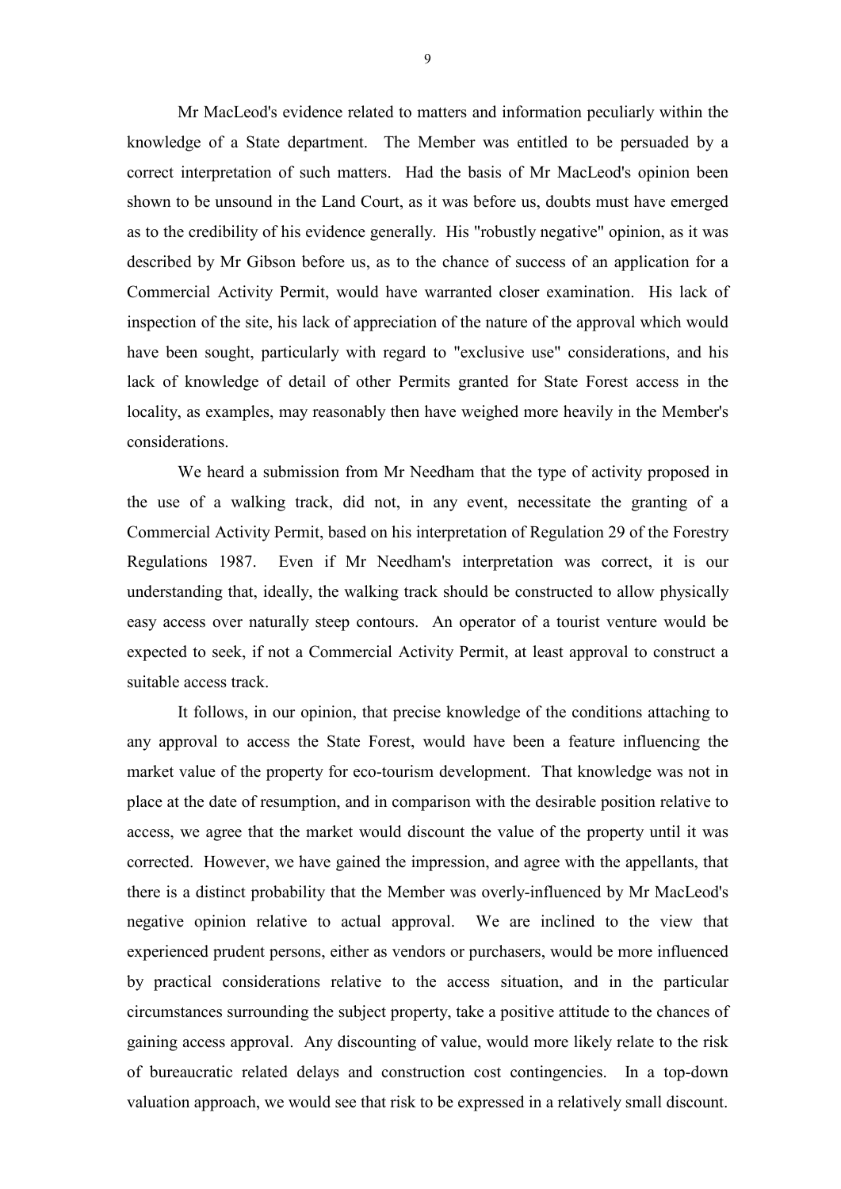Mr MacLeod's evidence related to matters and information peculiarly within the knowledge of a State department. The Member was entitled to be persuaded by a correct interpretation of such matters. Had the basis of Mr MacLeod's opinion been shown to be unsound in the Land Court, as it was before us, doubts must have emerged as to the credibility of his evidence generally. His "robustly negative" opinion, as it was described by Mr Gibson before us, as to the chance of success of an application for a Commercial Activity Permit, would have warranted closer examination. His lack of inspection of the site, his lack of appreciation of the nature of the approval which would have been sought, particularly with regard to "exclusive use" considerations, and his lack of knowledge of detail of other Permits granted for State Forest access in the locality, as examples, may reasonably then have weighed more heavily in the Member's considerations.

We heard a submission from Mr Needham that the type of activity proposed in the use of a walking track, did not, in any event, necessitate the granting of a Commercial Activity Permit, based on his interpretation of Regulation 29 of the Forestry Regulations 1987. Even if Mr Needham's interpretation was correct, it is our understanding that, ideally, the walking track should be constructed to allow physically easy access over naturally steep contours. An operator of a tourist venture would be expected to seek, if not a Commercial Activity Permit, at least approval to construct a suitable access track.

It follows, in our opinion, that precise knowledge of the conditions attaching to any approval to access the State Forest, would have been a feature influencing the market value of the property for eco-tourism development. That knowledge was not in place at the date of resumption, and in comparison with the desirable position relative to access, we agree that the market would discount the value of the property until it was corrected. However, we have gained the impression, and agree with the appellants, that there is a distinct probability that the Member was overly-influenced by Mr MacLeod's negative opinion relative to actual approval. We are inclined to the view that experienced prudent persons, either as vendors or purchasers, would be more influenced by practical considerations relative to the access situation, and in the particular circumstances surrounding the subject property, take a positive attitude to the chances of gaining access approval. Any discounting of value, would more likely relate to the risk of bureaucratic related delays and construction cost contingencies. In a top-down valuation approach, we would see that risk to be expressed in a relatively small discount.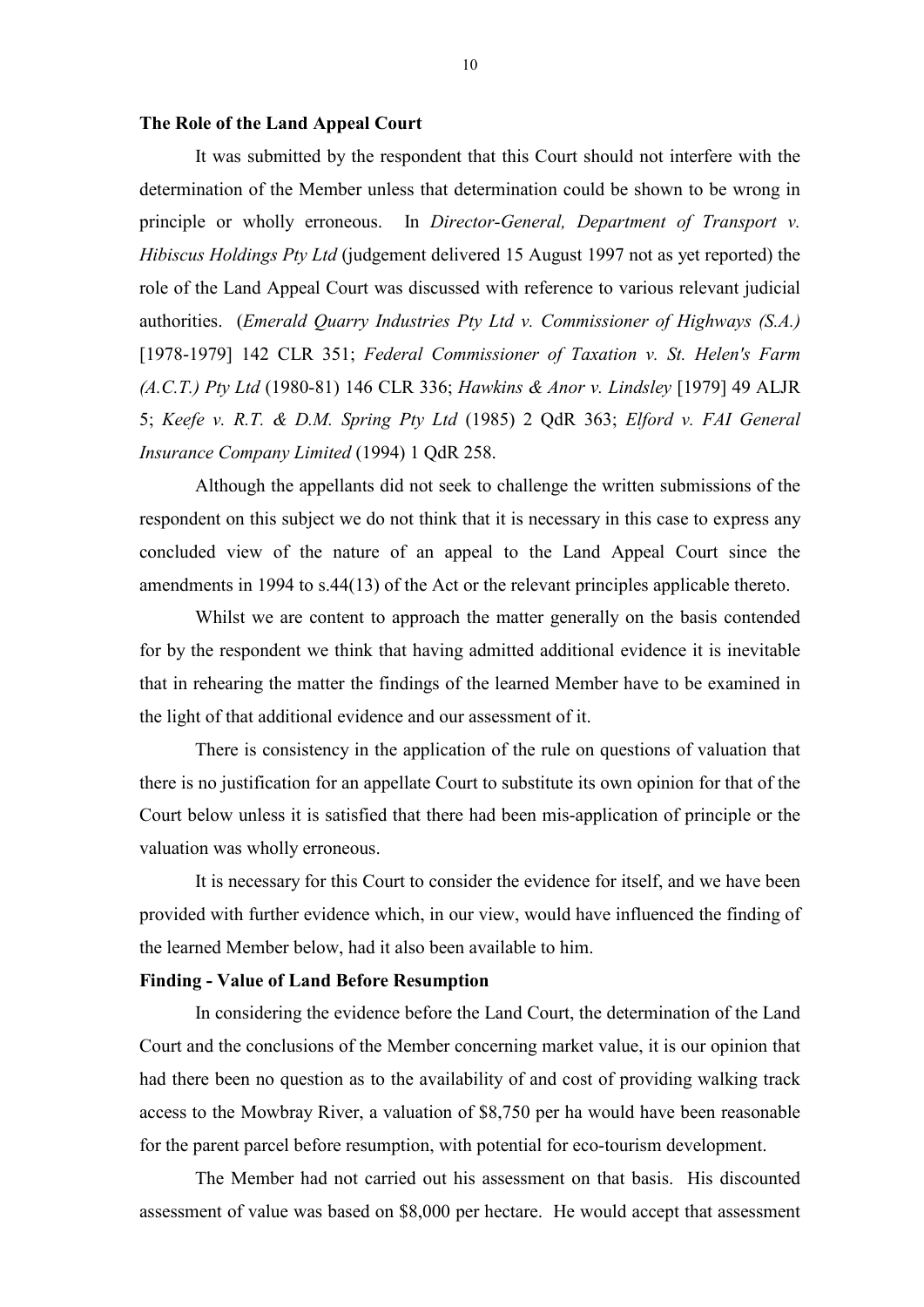**The Role of the Land Appeal Court**

It was submitted by the respondent that this Court should not interfere with the determination of the Member unless that determination could be shown to be wrong in principle or wholly erroneous. In *Director-General, Department of Transport v. Hibiscus Holdings Pty Ltd* (judgement delivered 15 August 1997 not as yet reported) the role of the Land Appeal Court was discussed with reference to various relevant judicial authorities. (*Emerald Quarry Industries Pty Ltd v. Commissioner of Highways (S.A.)* [1978-1979] 142 CLR 351; *Federal Commissioner of Taxation v. St. Helen's Farm (A.C.T.) Pty Ltd* (1980-81) 146 CLR 336; *Hawkins & Anor v. Lindsley* [1979] 49 ALJR 5; *Keefe v. R.T. & D.M. Spring Pty Ltd* (1985) 2 QdR 363; *Elford v. FAI General Insurance Company Limited* (1994) 1 QdR 258.

Although the appellants did not seek to challenge the written submissions of the respondent on this subject we do not think that it is necessary in this case to express any concluded view of the nature of an appeal to the Land Appeal Court since the amendments in 1994 to s.44(13) of the Act or the relevant principles applicable thereto.

Whilst we are content to approach the matter generally on the basis contended for by the respondent we think that having admitted additional evidence it is inevitable that in rehearing the matter the findings of the learned Member have to be examined in the light of that additional evidence and our assessment of it.

There is consistency in the application of the rule on questions of valuation that there is no justification for an appellate Court to substitute its own opinion for that of the Court below unless it is satisfied that there had been mis-application of principle or the valuation was wholly erroneous.

It is necessary for this Court to consider the evidence for itself, and we have been provided with further evidence which, in our view, would have influenced the finding of the learned Member below, had it also been available to him.

**Finding - Value of Land Before Resumption**

In considering the evidence before the Land Court, the determination of the Land Court and the conclusions of the Member concerning market value, it is our opinion that had there been no question as to the availability of and cost of providing walking track access to the Mowbray River, a valuation of $8,750 per ha would have been reasonable for the parent parcel before resumption, with potential for eco-tourism development.

The Member had not carried out his assessment on that basis. His discounted assessment of value was based on $8,000 per hectare. He would accept that assessment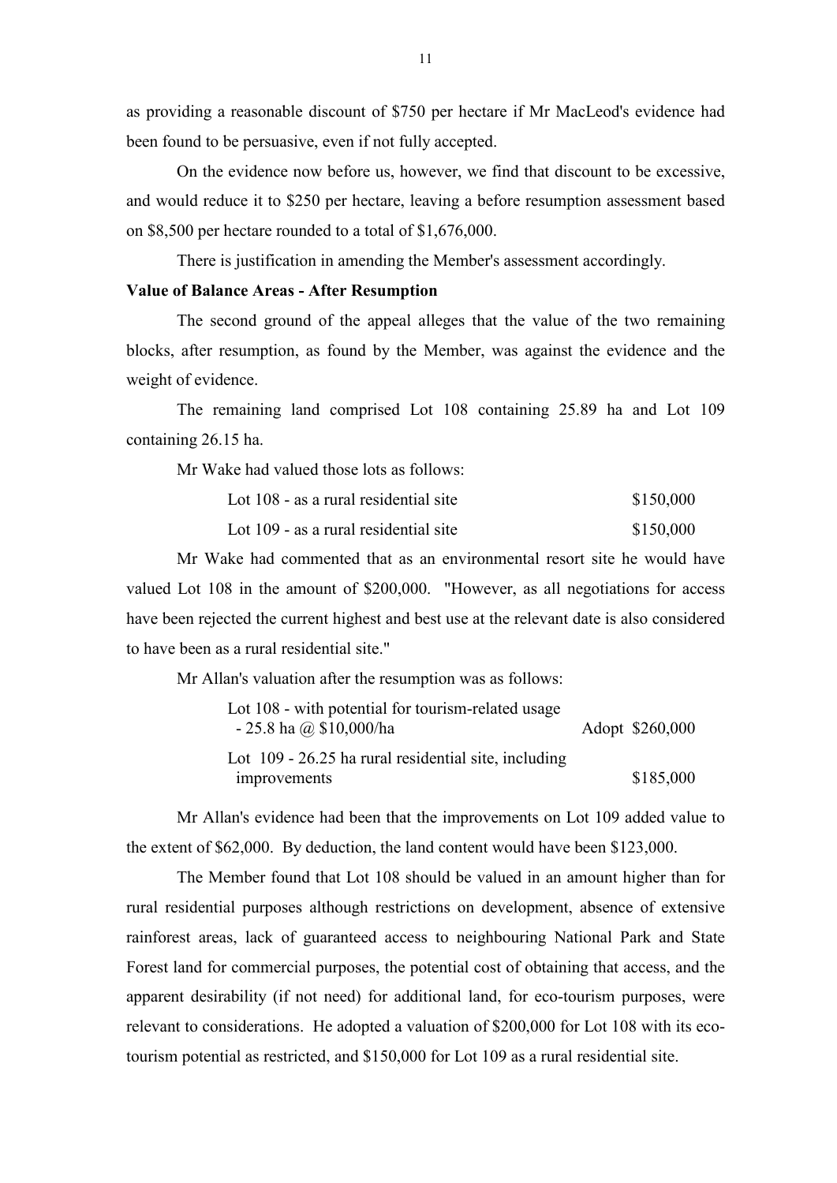as providing a reasonable discount of $750 per hectare if Mr MacLeod's evidence had been found to be persuasive, even if not fully accepted.

On the evidence now before us, however, we find that discount to be excessive, and would reduce it to $250 per hectare, leaving a before resumption assessment based on $8,500 per hectare rounded to a total of $1,676,000.

There is justification in amending the Member's assessment accordingly.

**Value of Balance Areas - After Resumption**

The second ground of the appeal alleges that the value of the two remaining blocks, after resumption, as found by the Member, was against the evidence and the weight of evidence.

The remaining land comprised Lot 108 containing 25.89 ha and Lot 109 containing 26.15 ha.

Mr Wake had valued those lots as follows:

| | |
|---|---|
| Lot 108 - as a rural residential site | $150,000 |
| Lot 109 - as a rural residential site | $150,000 |

Mr Wake had commented that as an environmental resort site he would have valued Lot 108 in the amount of $200,000. "However, as all negotiations for access have been rejected the current highest and best use at the relevant date is also considered to have been as a rural residential site."

Mr Allan's valuation after the resumption was as follows:

| | |
|---|---|
| Lot 108 - with potential for tourism-related usage - 25.8 ha @ $10,000/ha | Adopt $260,000 |
| Lot 109 - 26.25 ha rural residential site, including improvements | $185,000 |

Mr Allan's evidence had been that the improvements on Lot 109 added value to the extent of $62,000. By deduction, the land content would have been $123,000.

The Member found that Lot 108 should be valued in an amount higher than for rural residential purposes although restrictions on development, absence of extensive rainforest areas, lack of guaranteed access to neighbouring National Park and State Forest land for commercial purposes, the potential cost of obtaining that access, and the apparent desirability (if not need) for additional land, for eco-tourism purposes, were relevant to considerations. He adopted a valuation of $200,000 for Lot 108 with its eco-tourism potential as restricted, and $150,000 for Lot 109 as a rural residential site.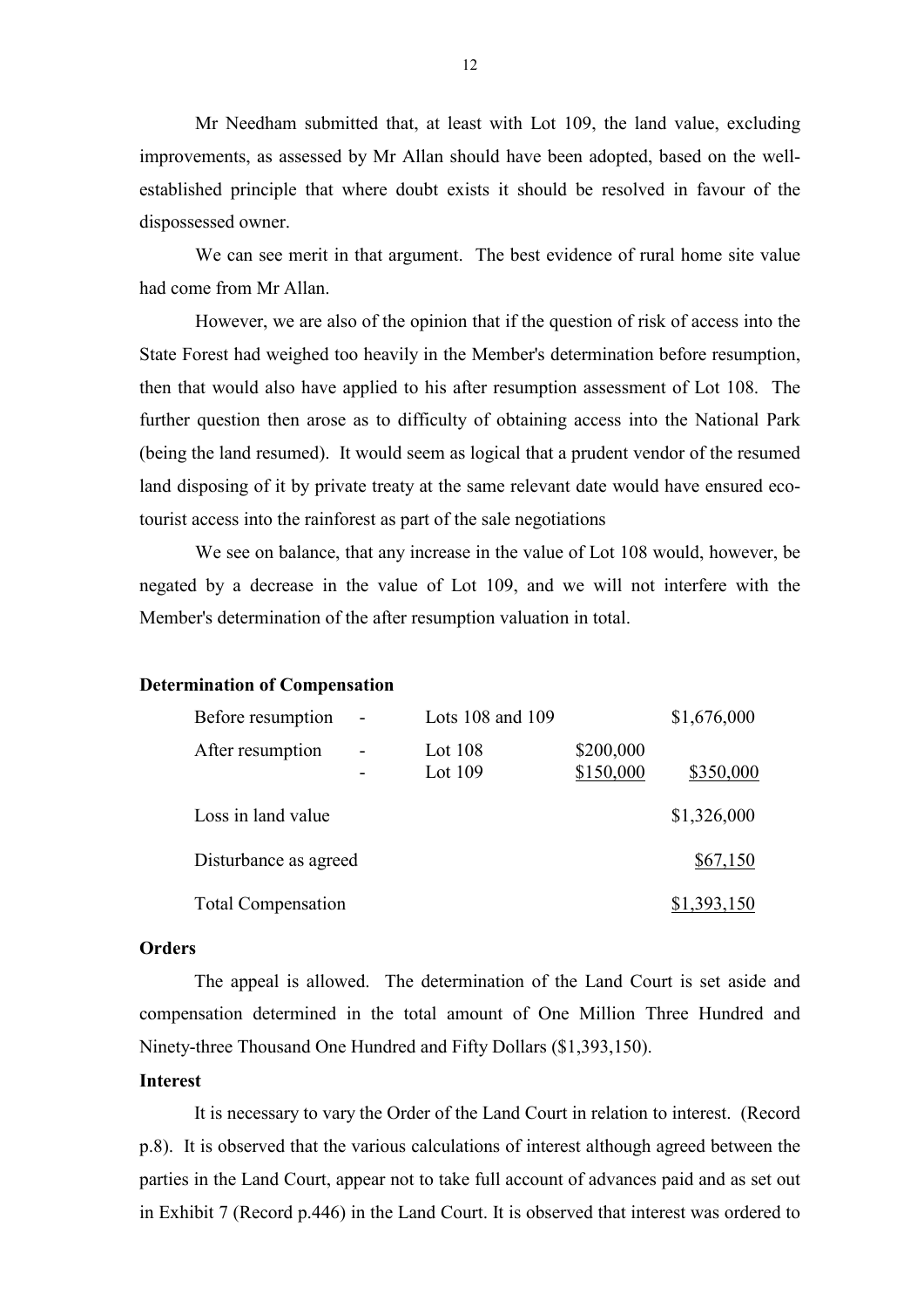Mr Needham submitted that, at least with Lot 109, the land value, excluding improvements, as assessed by Mr Allan should have been adopted, based on the well-established principle that where doubt exists it should be resolved in favour of the dispossessed owner.

We can see merit in that argument. The best evidence of rural home site value had come from Mr Allan.

However, we are also of the opinion that if the question of risk of access into the State Forest had weighed too heavily in the Member's determination before resumption, then that would also have applied to his after resumption assessment of Lot 108. The further question then arose as to difficulty of obtaining access into the National Park (being the land resumed). It would seem as logical that a prudent vendor of the resumed land disposing of it by private treaty at the same relevant date would have ensured eco-tourist access into the rainforest as part of the sale negotiations

We see on balance, that any increase in the value of Lot 108 would, however, be negated by a decrease in the value of Lot 109, and we will not interfere with the Member's determination of the after resumption valuation in total.

**Determination of Compensation**

| | | | | |
|---|---|---|---|---|
| Before resumption | - | Lots 108 and 109 | | $1,676,000 |
| After resumption | - | Lot 108 | $200,000 | |
| | - | Lot 109 | $150,000 | $350,000 |
| Loss in land value | | | | $1,326,000 |
| Disturbance as agreed | | | | $67,150 |
| Total Compensation | | | | $1,393,150 |

**Orders**

The appeal is allowed. The determination of the Land Court is set aside and compensation determined in the total amount of One Million Three Hundred and Ninety-three Thousand One Hundred and Fifty Dollars ($1,393,150).

**Interest**

It is necessary to vary the Order of the Land Court in relation to interest. (Record p.8). It is observed that the various calculations of interest although agreed between the parties in the Land Court, appear not to take full account of advances paid and as set out in Exhibit 7 (Record p.446) in the Land Court. It is observed that interest was ordered to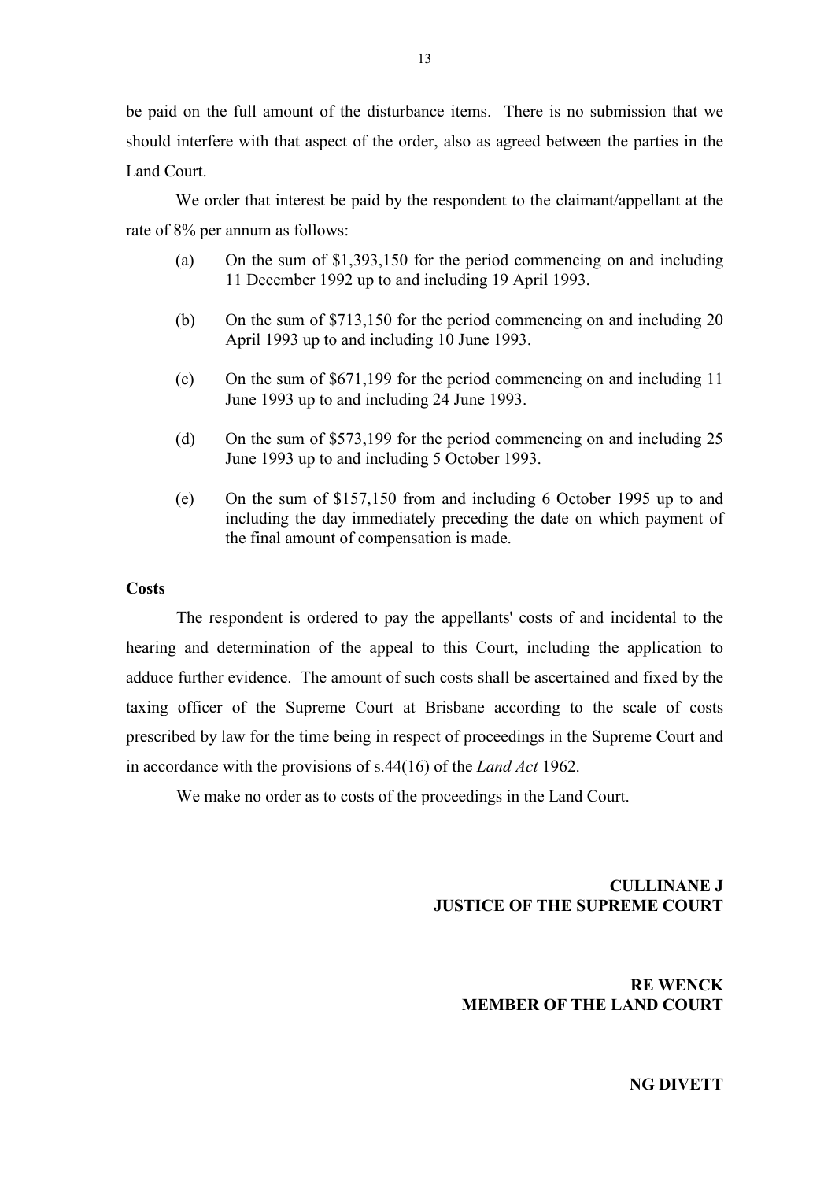be paid on the full amount of the disturbance items. There is no submission that we should interfere with that aspect of the order, also as agreed between the parties in the Land Court.

We order that interest be paid by the respondent to the claimant/appellant at the rate of 8% per annum as follows:

(a) On the sum of $1,393,150 for the period commencing on and including 11 December 1992 up to and including 19 April 1993.

(b) On the sum of $713,150 for the period commencing on and including 20 April 1993 up to and including 10 June 1993.

(c) On the sum of $671,199 for the period commencing on and including 11 June 1993 up to and including 24 June 1993.

(d) On the sum of $573,199 for the period commencing on and including 25 June 1993 up to and including 5 October 1993.

(e) On the sum of $157,150 from and including 6 October 1995 up to and including the day immediately preceding the date on which payment of the final amount of compensation is made.

**Costs**

The respondent is ordered to pay the appellants' costs of and incidental to the hearing and determination of the appeal to this Court, including the application to adduce further evidence. The amount of such costs shall be ascertained and fixed by the taxing officer of the Supreme Court at Brisbane according to the scale of costs prescribed by law for the time being in respect of proceedings in the Supreme Court and in accordance with the provisions of s.44(16) of the *Land Act* 1962.

We make no order as to costs of the proceedings in the Land Court.

**CULLINANE J**
**JUSTICE OF THE SUPREME COURT**

**RE WENCK**
**MEMBER OF THE LAND COURT**

**NG DIVETT**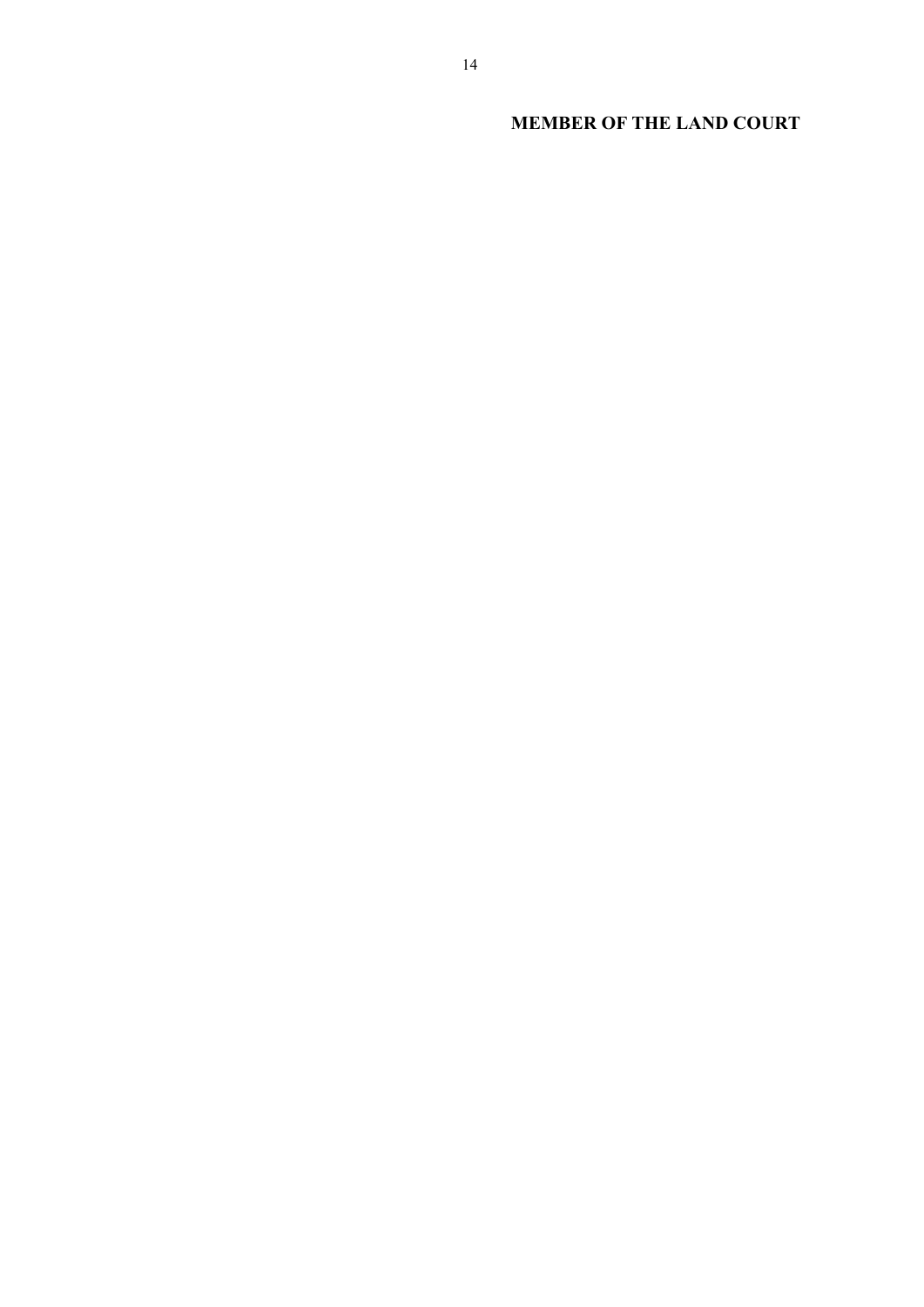**MEMBER OF THE LAND COURT**